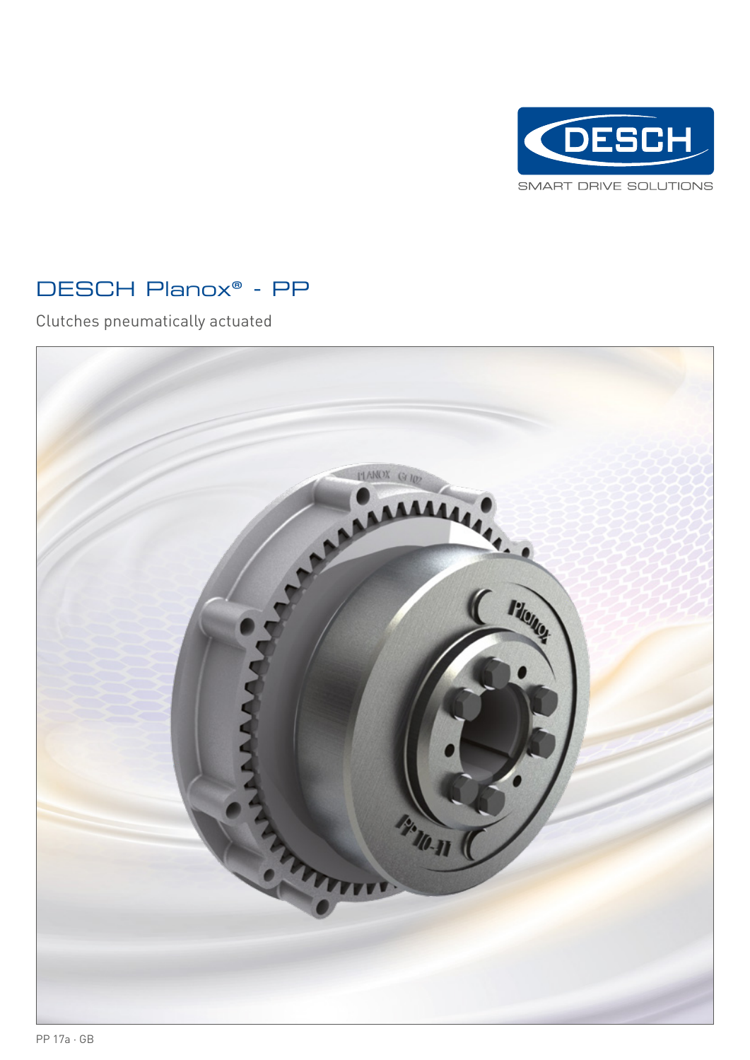DESCH

SMART DRIVE SOLUTIONS

# DESCH Planox® - PP

Clutches pneumatically actuated

PP 17a · GB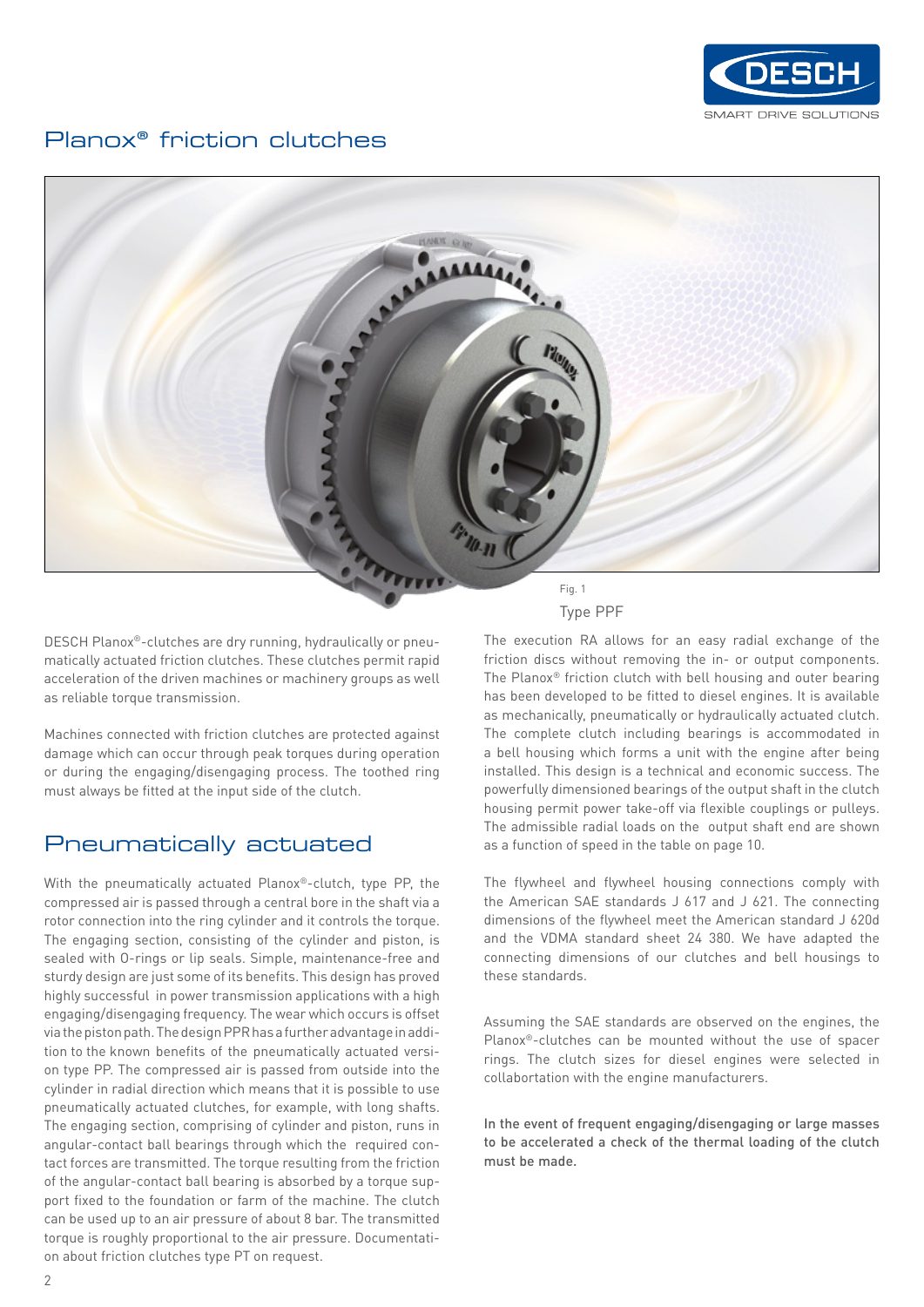# Planox® friction clutches

Fig. 1

Type PPF

DESCH Planox®-clutches are dry running, hydraulically or pneumatically actuated friction clutches. These clutches permit rapid acceleration of the driven machines or machinery groups as well as reliable torque transmission.

Machines connected with friction clutches are protected against damage which can occur through peak torques during operation or during the engaging/disengaging process. The toothed ring must always be fitted at the input side of the clutch.

## Pneumatically actuated

With the pneumatically actuated Planox®-clutch, type PP, the compressed air is passed through a central bore in the shaft via a rotor connection into the ring cylinder and it controls the torque. The engaging section, consisting of the cylinder and piston, is sealed with O-rings or lip seals. Simple, maintenance-free and sturdy design are just some of its benefits. This design has proved highly successful in power transmission applications with a high engaging/disengaging frequency. The wear which occurs is offset via the piston path. The design PPR has a further advantage in addition to the known benefits of the pneumatically actuated version type PP. The compressed air is passed from outside into the cylinder in radial direction which means that it is possible to use pneumatically actuated clutches, for example, with long shafts. The engaging section, comprising of cylinder and piston, runs in angular-contact ball bearings through which the required contact forces are transmitted. The torque resulting from the friction of the angular-contact ball bearing is absorbed by a torque support fixed to the foundation or farm of the machine. The clutch can be used up to an air pressure of about 8 bar. The transmitted torque is roughly proportional to the air pressure. Documentation about friction clutches type PT on request.

The execution RA allows for an easy radial exchange of the friction discs without removing the in- or output components. The Planox® friction clutch with bell housing and outer bearing has been developed to be fitted to diesel engines. It is available as mechanically, pneumatically or hydraulically actuated clutch. The complete clutch including bearings is accommodated in a bell housing which forms a unit with the engine after being installed. This design is a technical and economic success. The powerfully dimensioned bearings of the output shaft in the clutch housing permit power take-off via flexible couplings or pulleys. The admissible radial loads on the output shaft end are shown as a function of speed in the table on page 10.

The flywheel and flywheel housing connections comply with the American SAE standards J 617 and J 621. The connecting dimensions of the flywheel meet the American standard J 620d and the VDMA standard sheet 24 380. We have adapted the connecting dimensions of our clutches and bell housings to these standards.

Assuming the SAE standards are observed on the engines, the Planox®-clutches can be mounted without the use of spacer rings. The clutch sizes for diesel engines were selected in collabortation with the engine manufacturers.

In the event of frequent engaging/disengaging or large masses to be accelerated a check of the thermal loading of the clutch must be made.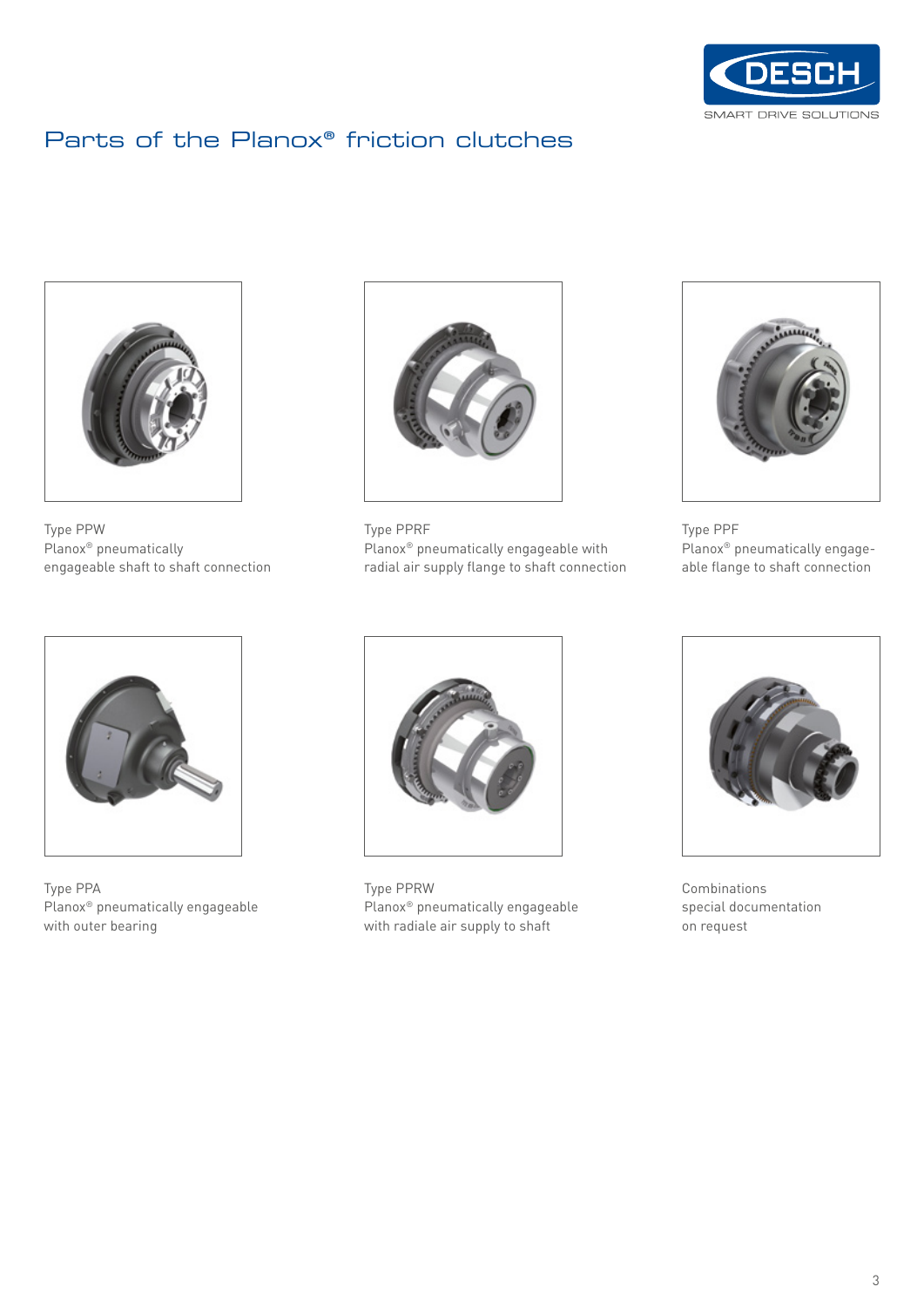# Parts of the Planox® friction clutches

Type PPW
Planox® pneumatically
engageable shaft to shaft connection

Type PPRF
Planox® pneumatically engageable with
radial air supply flange to shaft connection

Type PPF
Planox® pneumatically engage-
able flange to shaft connection

Type PPA
Planox® pneumatically engageable
with outer bearing

Type PPRW
Planox® pneumatically engageable
with radiale air supply to shaft

Combinations
special documentation
on request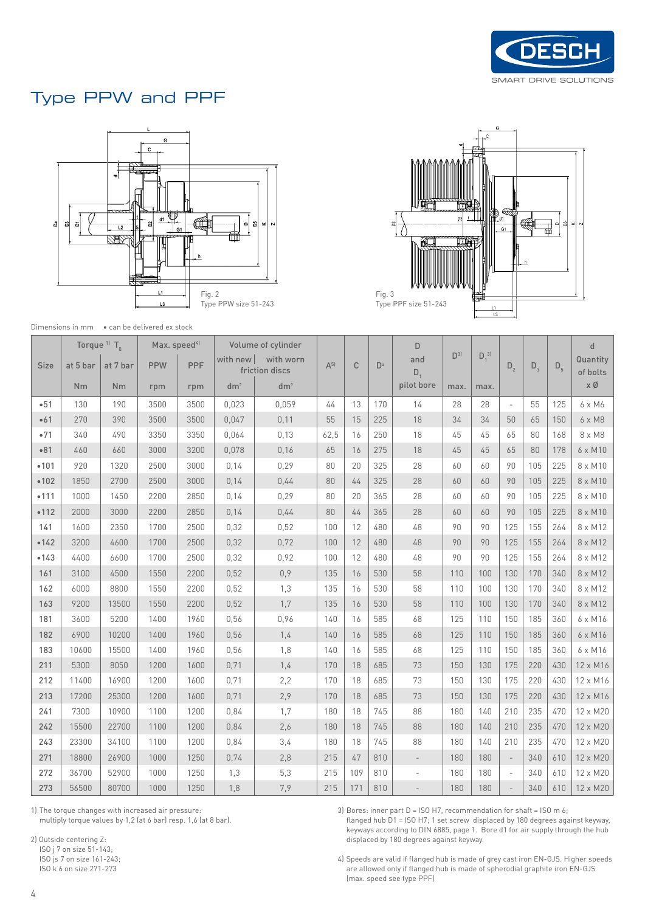# Type PPW and PPF

Fig. 2
Type PPW size 51-243

Fig. 3
Type PPF size 51-243

Dimensions in mm • can be delivered ex stock

| Size | Torque [1] $T_ü$ | | Max. speed[4] | | Volume of cylinder | | A[5] | C | Da | D and $D_1$ | D[3] | $D_1$[3] | $D_2$ | $D_3$ | $D_5$ | d |
|---|---|---|---|---|---|---|---|---|---|---|---|---|---|---|---|---|
| | at 5 bar | at 7 bar | PPW | PPF | with new | with worn friction discs | | | | | | | | | | Quantity of bolts |
| | Nm | Nm | rpm | rpm | dm³ | dm³ | | | | pilot bore | max. | max. | | | | x Ø |
| •51 | 130 | 190 | 3500 | 3500 | 0,023 | 0,059 | 44 | 13 | 170 | 14 | 28 | 28 | - | 55 | 125 | 6 x M6 |
| •61 | 270 | 390 | 3500 | 3500 | 0,047 | 0,11 | 55 | 15 | 225 | 18 | 34 | 34 | 50 | 65 | 150 | 6 x M8 |
| •71 | 340 | 490 | 3350 | 3350 | 0,064 | 0,13 | 62,5 | 16 | 250 | 18 | 45 | 45 | 65 | 80 | 168 | 8 x M8 |
| •81 | 460 | 660 | 3000 | 3200 | 0,078 | 0,16 | 65 | 16 | 275 | 18 | 45 | 45 | 65 | 80 | 178 | 6 x M10 |
| •101 | 920 | 1320 | 2500 | 3000 | 0,14 | 0,29 | 80 | 20 | 325 | 28 | 60 | 60 | 90 | 105 | 225 | 8 x M10 |
| •102 | 1850 | 2700 | 2500 | 3000 | 0,14 | 0,44 | 80 | 44 | 325 | 28 | 60 | 60 | 90 | 105 | 225 | 8 x M10 |
| •111 | 1000 | 1450 | 2200 | 2850 | 0,14 | 0,29 | 80 | 20 | 365 | 28 | 60 | 60 | 90 | 105 | 225 | 8 x M10 |
| •112 | 2000 | 3000 | 2200 | 2850 | 0,14 | 0,44 | 80 | 44 | 365 | 28 | 60 | 60 | 90 | 105 | 225 | 8 x M10 |
| 141 | 1600 | 2350 | 1700 | 2500 | 0,32 | 0,52 | 100 | 12 | 480 | 48 | 90 | 90 | 125 | 155 | 264 | 8 x M12 |
| •142 | 3200 | 4600 | 1700 | 2500 | 0,32 | 0,72 | 100 | 12 | 480 | 48 | 90 | 90 | 125 | 155 | 264 | 8 x M12 |
| •143 | 4400 | 6600 | 1700 | 2500 | 0,32 | 0,92 | 100 | 12 | 480 | 48 | 90 | 90 | 125 | 155 | 264 | 8 x M12 |
| 161 | 3100 | 4500 | 1550 | 2200 | 0,52 | 0,9 | 135 | 16 | 530 | 58 | 110 | 100 | 130 | 170 | 340 | 8 x M12 |
| 162 | 6000 | 8800 | 1550 | 2200 | 0,52 | 1,3 | 135 | 16 | 530 | 58 | 110 | 100 | 130 | 170 | 340 | 8 x M12 |
| 163 | 9200 | 13500 | 1550 | 2200 | 0,52 | 1,7 | 135 | 16 | 530 | 58 | 110 | 100 | 130 | 170 | 340 | 8 x M12 |
| 181 | 3600 | 5200 | 1400 | 1960 | 0,56 | 0,96 | 140 | 16 | 585 | 68 | 125 | 110 | 150 | 185 | 360 | 6 x M16 |
| 182 | 6900 | 10200 | 1400 | 1960 | 0,56 | 1,4 | 140 | 16 | 585 | 68 | 125 | 110 | 150 | 185 | 360 | 6 x M16 |
| 183 | 10600 | 15500 | 1400 | 1960 | 0,56 | 1,8 | 140 | 16 | 585 | 68 | 125 | 110 | 150 | 185 | 360 | 6 x M16 |
| 211 | 5300 | 8050 | 1200 | 1600 | 0,71 | 1,4 | 170 | 18 | 685 | 73 | 150 | 130 | 175 | 220 | 430 | 12 x M16 |
| 212 | 11400 | 16900 | 1200 | 1600 | 0,71 | 2,2 | 170 | 18 | 685 | 73 | 150 | 130 | 175 | 220 | 430 | 12 x M16 |
| 213 | 17200 | 25300 | 1200 | 1600 | 0,71 | 2,9 | 170 | 18 | 685 | 73 | 150 | 130 | 175 | 220 | 430 | 12 x M16 |
| 241 | 7300 | 10900 | 1100 | 1200 | 0,84 | 1,7 | 180 | 18 | 745 | 88 | 180 | 140 | 210 | 235 | 470 | 12 x M20 |
| 242 | 15500 | 22700 | 1100 | 1200 | 0,84 | 2,6 | 180 | 18 | 745 | 88 | 180 | 140 | 210 | 235 | 470 | 12 x M20 |
| 243 | 23300 | 34100 | 1100 | 1200 | 0,84 | 3,4 | 180 | 18 | 745 | 88 | 180 | 140 | 210 | 235 | 470 | 12 x M20 |
| 271 | 18800 | 26900 | 1000 | 1250 | 0,74 | 2,8 | 215 | 47 | 810 | - | 180 | 180 | - | 340 | 610 | 12 x M20 |
| 272 | 36700 | 52900 | 1000 | 1250 | 1,3 | 5,3 | 215 | 109 | 810 | - | 180 | 180 | - | 340 | 610 | 12 x M20 |
| 273 | 56500 | 80700 | 1000 | 1250 | 1,8 | 7,9 | 215 | 171 | 810 | - | 180 | 180 | - | 340 | 610 | 12 x M20 |

1) The torque changes with increased air pressure:
multiply torque values by 1,2 (at 6 bar) resp. 1,6 (at 8 bar).

2) Outside centering Z:
ISO j 7 on size 51-143;
ISO js 7 on size 161-243;
ISO k 6 on size 271-273

3) Bores: inner part D = ISO H7, recommendation for shaft = ISO m 6;
flanged hub D1 = ISO H7; 1 set screw displaced by 180 degrees against keyway,
keyways according to DIN 6885, page 1. Bore d1 for air supply through the hub
displaced by 180 degrees against keyway.

4) Speeds are valid if flanged hub is made of grey cast iron EN-GJS. Higher speeds
are allowed only if flanged hub is made of spherodial graphite iron EN-GJS
(max. speed see type PPF)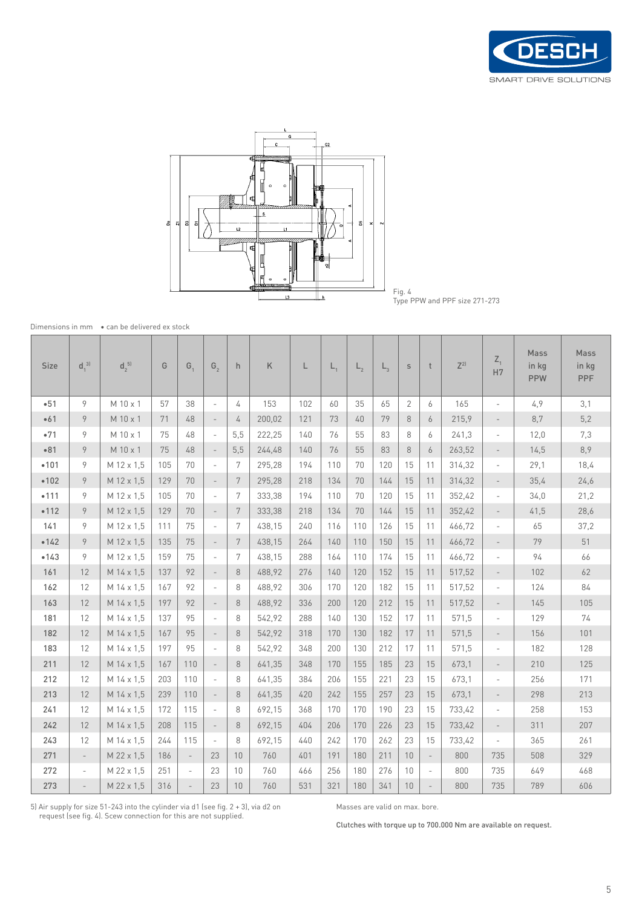Fig. 4
Type PPW and PPF size 271-273

Dimensions in mm • can be delivered ex stock

| Size | $d_1$ [3] | $d_2$ [5] | G | $G_1$ | $G_2$ | h | K | L | $L_1$ | $L_2$ | $L_3$ | s | t | Z [2] | $Z_1$ H7 | Mass in kg PPW | Mass in kg PPF |
|---|---|---|---|---|---|---|---|---|---|---|---|---|---|---|---|---|---|
| •51 | 9 | M 10 x 1 | 57 | 38 | - | 4 | 153 | 102 | 60 | 35 | 65 | 2 | 6 | 165 | - | 4,9 | 3,1 |
| •61 | 9 | M 10 x 1 | 71 | 48 | - | 4 | 200,02 | 121 | 73 | 40 | 79 | 8 | 6 | 215,9 | - | 8,7 | 5,2 |
| •71 | 9 | M 10 x 1 | 75 | 48 | - | 5,5 | 222,25 | 140 | 76 | 55 | 83 | 8 | 6 | 241,3 | - | 12,0 | 7,3 |
| •81 | 9 | M 10 x 1 | 75 | 48 | - | 5,5 | 244,48 | 140 | 76 | 55 | 83 | 8 | 6 | 263,52 | - | 14,5 | 8,9 |
| •101 | 9 | M 12 x 1,5 | 105 | 70 | - | 7 | 295,28 | 194 | 110 | 70 | 120 | 15 | 11 | 314,32 | - | 29,1 | 18,4 |
| •102 | 9 | M 12 x 1,5 | 129 | 70 | - | 7 | 295,28 | 218 | 134 | 70 | 144 | 15 | 11 | 314,32 | - | 35,4 | 24,6 |
| •111 | 9 | M 12 x 1,5 | 105 | 70 | - | 7 | 333,38 | 194 | 110 | 70 | 120 | 15 | 11 | 352,42 | - | 34,0 | 21,2 |
| •112 | 9 | M 12 x 1,5 | 129 | 70 | - | 7 | 333,38 | 218 | 134 | 70 | 144 | 15 | 11 | 352,42 | - | 41,5 | 28,6 |
| 141 | 9 | M 12 x 1,5 | 111 | 75 | - | 7 | 438,15 | 240 | 116 | 110 | 126 | 15 | 11 | 466,72 | - | 65 | 37,2 |
| •142 | 9 | M 12 x 1,5 | 135 | 75 | - | 7 | 438,15 | 264 | 140 | 110 | 150 | 15 | 11 | 466,72 | - | 79 | 51 |
| •143 | 9 | M 12 x 1,5 | 159 | 75 | - | 7 | 438,15 | 288 | 164 | 110 | 174 | 15 | 11 | 466,72 | - | 94 | 66 |
| 161 | 12 | M 14 x 1,5 | 137 | 92 | - | 8 | 488,92 | 276 | 140 | 120 | 152 | 15 | 11 | 517,52 | - | 102 | 62 |
| 162 | 12 | M 14 x 1,5 | 167 | 92 | - | 8 | 488,92 | 306 | 170 | 120 | 182 | 15 | 11 | 517,52 | - | 124 | 84 |
| 163 | 12 | M 14 x 1,5 | 197 | 92 | - | 8 | 488,92 | 336 | 200 | 120 | 212 | 15 | 11 | 517,52 | - | 145 | 105 |
| 181 | 12 | M 14 x 1,5 | 137 | 95 | - | 8 | 542,92 | 288 | 140 | 130 | 152 | 17 | 11 | 571,5 | - | 129 | 74 |
| 182 | 12 | M 14 x 1,5 | 167 | 95 | - | 8 | 542,92 | 318 | 170 | 130 | 182 | 17 | 11 | 571,5 | - | 156 | 101 |
| 183 | 12 | M 14 x 1,5 | 197 | 95 | - | 8 | 542,92 | 348 | 200 | 130 | 212 | 17 | 11 | 571,5 | - | 182 | 128 |
| 211 | 12 | M 14 x 1,5 | 167 | 110 | - | 8 | 641,35 | 348 | 170 | 155 | 185 | 23 | 15 | 673,1 | - | 210 | 125 |
| 212 | 12 | M 14 x 1,5 | 203 | 110 | - | 8 | 641,35 | 384 | 206 | 155 | 221 | 23 | 15 | 673,1 | - | 256 | 171 |
| 213 | 12 | M 14 x 1,5 | 239 | 110 | - | 8 | 641,35 | 420 | 242 | 155 | 257 | 23 | 15 | 673,1 | - | 298 | 213 |
| 241 | 12 | M 14 x 1,5 | 172 | 115 | - | 8 | 692,15 | 368 | 170 | 170 | 190 | 23 | 15 | 733,42 | - | 258 | 153 |
| 242 | 12 | M 14 x 1,5 | 208 | 115 | - | 8 | 692,15 | 404 | 206 | 170 | 226 | 23 | 15 | 733,42 | - | 311 | 207 |
| 243 | 12 | M 14 x 1,5 | 244 | 115 | - | 8 | 692,15 | 440 | 242 | 170 | 262 | 23 | 15 | 733,42 | - | 365 | 261 |
| 271 | - | M 22 x 1,5 | 186 | - | 23 | 10 | 760 | 401 | 191 | 180 | 211 | 10 | - | 800 | 735 | 508 | 329 |
| 272 | - | M 22 x 1,5 | 251 | - | 23 | 10 | 760 | 466 | 256 | 180 | 276 | 10 | - | 800 | 735 | 649 | 468 |
| 273 | - | M 22 x 1,5 | 316 | - | 23 | 10 | 760 | 531 | 321 | 180 | 341 | 10 | - | 800 | 735 | 789 | 606 |

5) Air supply for size 51-243 into the cylinder via d1 (see fig. 2 + 3), via d2 on request (see fig. 4). Scew connection for this are not supplied.

Masses are valid on max. bore.

Clutches with torque up to 700.000 Nm are available on request.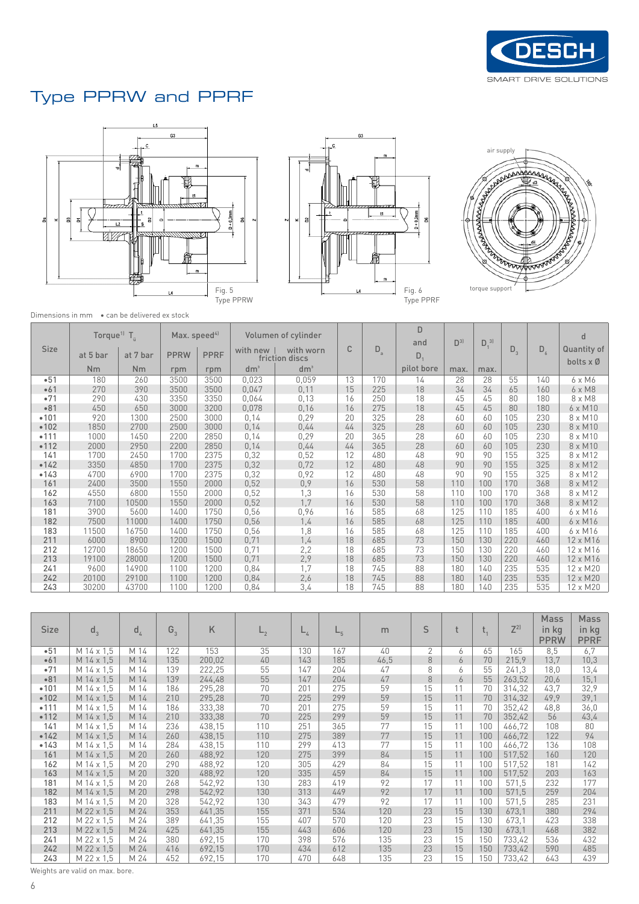# Type PPRW and PPRF

Fig. 5
Type PPRW

Fig. 6
Type PPRF

air supply

torque support

Dimensions in mm • can be delivered ex stock

| Size | Torque[1] $T_ü$ | | Max. speed[4] | | Volumen of cylinder | | C | $D_a$ | D and $D_1$ | $D^{3)}$ | $D_1^{3)}$ | $D_3$ | $D_6$ | d |
|---|---|---|---|---|---|---|---|---|---|---|---|---|---|---|
| | at 5 bar | at 7 bar | PPRW | PPRF | with new friction discs | with worn friction discs | | | | | | | | Quantity of bolts x Ø |
| | Nm | Nm | rpm | rpm | dm³ | dm³ | | | pilot bore | max. | max. | | | |
| •51 | 180 | 260 | 3500 | 3500 | 0,023 | 0,059 | 13 | 170 | 14 | 28 | 28 | 55 | 140 | 6 x M6 |
| •61 | 270 | 390 | 3500 | 3500 | 0,047 | 0,11 | 15 | 225 | 18 | 34 | 34 | 65 | 160 | 6 x M8 |
| •71 | 290 | 430 | 3350 | 3350 | 0,064 | 0,13 | 16 | 250 | 18 | 45 | 45 | 80 | 180 | 8 x M8 |
| •81 | 450 | 650 | 3000 | 3200 | 0,078 | 0,16 | 16 | 275 | 18 | 45 | 45 | 80 | 180 | 6 x M10 |
| •101 | 920 | 1300 | 2500 | 3000 | 0,14 | 0,29 | 20 | 325 | 28 | 60 | 60 | 105 | 230 | 8 x M10 |
| •102 | 1850 | 2700 | 2500 | 3000 | 0,14 | 0,44 | 44 | 325 | 28 | 60 | 60 | 105 | 230 | 8 x M10 |
| •111 | 1000 | 1450 | 2200 | 2850 | 0,14 | 0,29 | 20 | 365 | 28 | 60 | 60 | 105 | 230 | 8 x M10 |
| •112 | 2000 | 2950 | 2200 | 2850 | 0,14 | 0,44 | 44 | 365 | 28 | 60 | 60 | 105 | 230 | 8 x M10 |
| 141 | 1700 | 2450 | 1700 | 2375 | 0,32 | 0,52 | 12 | 480 | 48 | 90 | 90 | 155 | 325 | 8 x M12 |
| •142 | 3350 | 4850 | 1700 | 2375 | 0,32 | 0,72 | 12 | 480 | 48 | 90 | 90 | 155 | 325 | 8 x M12 |
| •143 | 4700 | 6900 | 1700 | 2375 | 0,32 | 0,92 | 12 | 480 | 48 | 90 | 90 | 155 | 325 | 8 x M12 |
| 161 | 2400 | 3500 | 1550 | 2000 | 0,52 | 0,9 | 16 | 530 | 58 | 110 | 100 | 170 | 368 | 8 x M12 |
| 162 | 4550 | 6800 | 1550 | 2000 | 0,52 | 1,3 | 16 | 530 | 58 | 110 | 100 | 170 | 368 | 8 x M12 |
| 163 | 7100 | 10500 | 1550 | 2000 | 0,52 | 1,7 | 16 | 530 | 58 | 110 | 100 | 170 | 368 | 8 x M12 |
| 181 | 3900 | 5600 | 1400 | 1750 | 0,56 | 0,96 | 16 | 585 | 68 | 125 | 110 | 185 | 400 | 6 x M16 |
| 182 | 7500 | 11000 | 1400 | 1750 | 0,56 | 1,4 | 16 | 585 | 68 | 125 | 110 | 185 | 400 | 6 x M16 |
| 183 | 11500 | 16750 | 1400 | 1750 | 0,56 | 1,8 | 16 | 585 | 68 | 125 | 110 | 185 | 400 | 6 x M16 |
| 211 | 6000 | 8900 | 1200 | 1500 | 0,71 | 1,4 | 18 | 685 | 73 | 150 | 130 | 220 | 460 | 12 x M16 |
| 212 | 12700 | 18650 | 1200 | 1500 | 0,71 | 2,2 | 18 | 685 | 73 | 150 | 130 | 220 | 460 | 12 x M16 |
| 213 | 19100 | 28000 | 1200 | 1500 | 0,71 | 2,9 | 18 | 685 | 73 | 150 | 130 | 220 | 460 | 12 x M16 |
| 241 | 9600 | 14900 | 1100 | 1200 | 0,84 | 1,7 | 18 | 745 | 88 | 180 | 140 | 235 | 535 | 12 x M20 |
| 242 | 20100 | 29100 | 1100 | 1200 | 0,84 | 2,6 | 18 | 745 | 88 | 180 | 140 | 235 | 535 | 12 x M20 |
| 243 | 30200 | 43700 | 1100 | 1200 | 0,84 | 3,4 | 18 | 745 | 88 | 180 | 140 | 235 | 535 | 12 x M20 |

| Size | $d_3$ | $d_4$ | $G_3$ | K | $L_2$ | $L_4$ | $L_5$ | m | S | t | $t_1$ | $Z^{2)}$ | Mass in kg PPRW | Mass in kg PPRF |
|---|---|---|---|---|---|---|---|---|---|---|---|---|---|---|
| •51 | M 14 x 1,5 | M 14 | 122 | 153 | 35 | 130 | 167 | 40 | 2 | 6 | 65 | 165 | 8,5 | 6,7 |
| •61 | M 14 x 1,5 | M 14 | 135 | 200,02 | 40 | 143 | 185 | 46,5 | 8 | 6 | 70 | 215,9 | 13,7 | 10,3 |
| •71 | M 14 x 1,5 | M 14 | 139 | 222,25 | 55 | 147 | 204 | 47 | 8 | 6 | 55 | 241,3 | 18,0 | 13,4 |
| •81 | M 14 x 1,5 | M 14 | 139 | 244,48 | 55 | 147 | 204 | 47 | 8 | 6 | 55 | 263,52 | 20,6 | 15,1 |
| •101 | M 14 x 1,5 | M 14 | 186 | 295,28 | 70 | 201 | 275 | 59 | 15 | 11 | 70 | 314,32 | 43,7 | 32,9 |
| •102 | M 14 x 1,5 | M 14 | 210 | 295,28 | 70 | 225 | 299 | 59 | 15 | 11 | 70 | 314,32 | 49,9 | 39,1 |
| •111 | M 14 x 1,5 | M 14 | 186 | 333,38 | 70 | 201 | 275 | 59 | 15 | 11 | 70 | 352,42 | 48,8 | 36,0 |
| •112 | M 14 x 1,5 | M 14 | 210 | 333,38 | 70 | 225 | 299 | 59 | 15 | 11 | 70 | 352,42 | 56 | 43,4 |
| 141 | M 14 x 1,5 | M 14 | 236 | 438,15 | 110 | 251 | 365 | 77 | 15 | 11 | 100 | 466,72 | 108 | 80 |
| •142 | M 14 x 1,5 | M 14 | 260 | 438,15 | 110 | 275 | 389 | 77 | 15 | 11 | 100 | 466,72 | 122 | 94 |
| •143 | M 14 x 1,5 | M 14 | 284 | 438,15 | 110 | 299 | 413 | 77 | 15 | 11 | 100 | 466,72 | 136 | 108 |
| 161 | M 14 x 1,5 | M 20 | 260 | 488,92 | 120 | 275 | 399 | 84 | 15 | 11 | 100 | 517,52 | 160 | 120 |
| 162 | M 14 x 1,5 | M 20 | 290 | 488,92 | 120 | 305 | 429 | 84 | 15 | 11 | 100 | 517,52 | 181 | 142 |
| 163 | M 14 x 1,5 | M 20 | 320 | 488,92 | 120 | 335 | 459 | 84 | 15 | 11 | 100 | 517,52 | 203 | 163 |
| 181 | M 14 x 1,5 | M 20 | 268 | 542,92 | 130 | 283 | 419 | 92 | 17 | 11 | 100 | 571,5 | 232 | 177 |
| 182 | M 14 x 1,5 | M 20 | 298 | 542,92 | 130 | 313 | 449 | 92 | 17 | 11 | 100 | 571,5 | 259 | 204 |
| 183 | M 14 x 1,5 | M 20 | 328 | 542,92 | 130 | 343 | 479 | 92 | 17 | 11 | 100 | 571,5 | 285 | 231 |
| 211 | M 22 x 1,5 | M 24 | 353 | 641,35 | 155 | 371 | 534 | 120 | 23 | 15 | 130 | 673,1 | 380 | 294 |
| 212 | M 22 x 1,5 | M 24 | 389 | 641,35 | 155 | 407 | 570 | 120 | 23 | 15 | 130 | 673,1 | 423 | 338 |
| 213 | M 22 x 1,5 | M 24 | 425 | 641,35 | 155 | 443 | 606 | 120 | 23 | 15 | 130 | 673,1 | 468 | 382 |
| 241 | M 22 x 1,5 | M 24 | 380 | 692,15 | 170 | 398 | 576 | 135 | 23 | 15 | 150 | 733,42 | 536 | 432 |
| 242 | M 22 x 1,5 | M 24 | 416 | 692,15 | 170 | 434 | 612 | 135 | 23 | 15 | 150 | 733,42 | 590 | 485 |
| 243 | M 22 x 1,5 | M 24 | 452 | 692,15 | 170 | 470 | 648 | 135 | 23 | 15 | 150 | 733,42 | 643 | 439 |

Weights are valid on max. bore.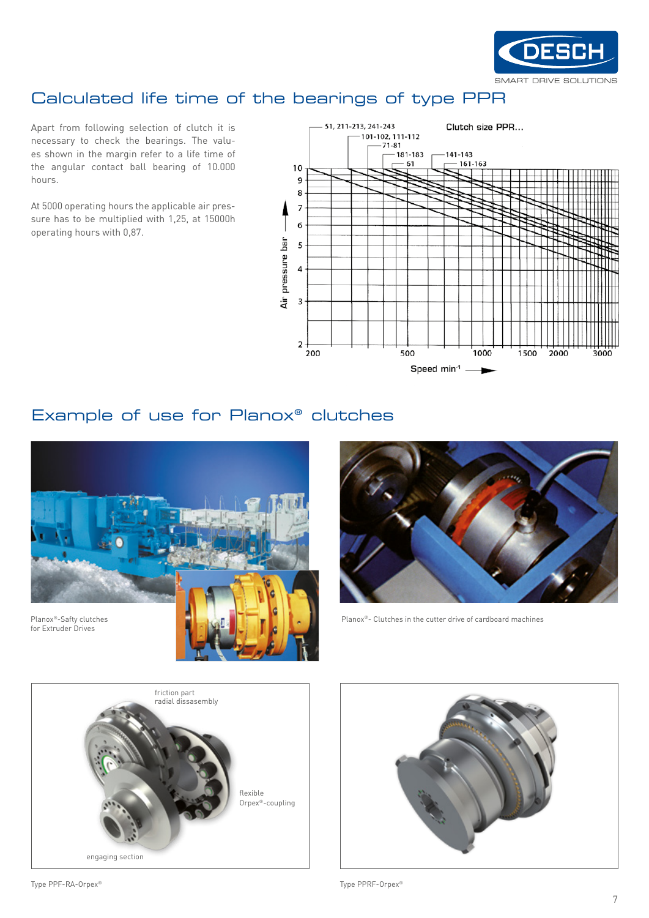# Calculated life time of the bearings of type PPR

Apart from following selection of clutch it is necessary to check the bearings. The values shown in the margin refer to a life time of the angular contact ball bearing of 10.000 hours.

At 5000 operating hours the applicable air pressure has to be multiplied with 1,25, at 15000h operating hours with 0,87.

Clutch size PPR...

51, 211-213, 241-243
101-102, 111-112
71-81
181-183
61
141-143
161-163

Air pressure bar

Speed min⁻¹

# Example of use for Planox® clutches

Planox®-Safty clutches for Extruder Drives

Planox®- Clutches in the cutter drive of cardboard machines

friction part radial dissasembly

flexible Orpex®-coupling

engaging section

Type PPF-RA-Orpex®

Type PPRF-Orpex®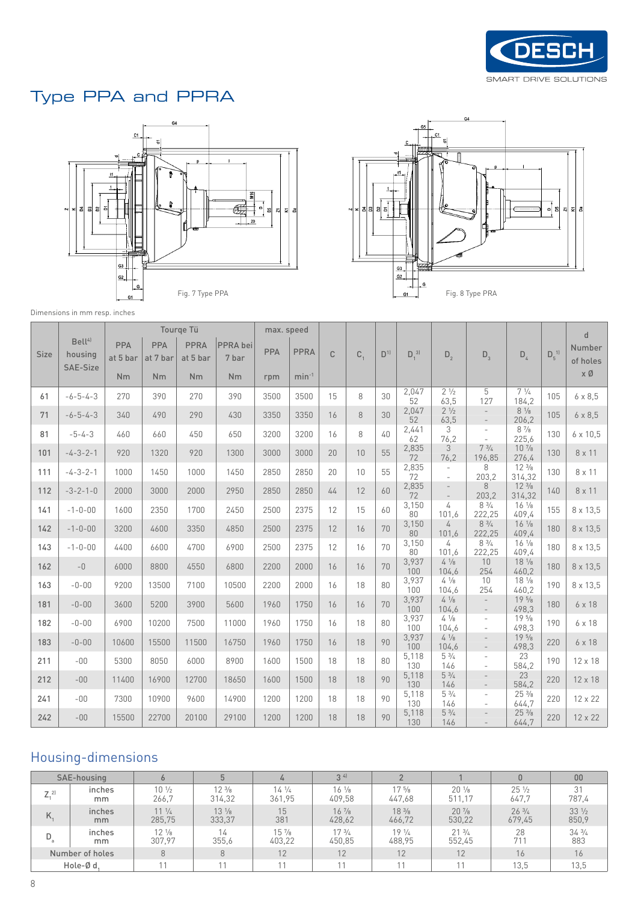# Type PPA and PPRA

Fig. 7 Type PPA

Fig. 8 Type PRA

Dimensions in mm resp. inches

| Size | Bell[4] housing SAE-Size | Tourqe Tü | | | | max. speed | | C | $C_1$ | D[1] | $D_1$[3] | $D_2$ | $D_3$ | $D_4$ | $D_5$[1] | d Number of holes x Ø |
|---|---|---|---|---|---|---|---|---|---|---|---|---|---|---|---|---|
| | | PPA at 5 bar Nm | PPA at 7 bar Nm | PPRA at 5 bar Nm | PPRA bei 7 bar Nm | PPA rpm | PPRA $min^{-1}$ | | | | | | | | | |
| 61 | -6-5-4-3 | 270 | 390 | 270 | 390 | 3500 | 3500 | 15 | 8 | 30 | 2,047<br>52 | 2 ½<br>63,5 | 5<br>127 | 7 ¼<br>184,2 | 105 | 6 x 8,5 |
| 71 | -6-5-4-3 | 340 | 490 | 290 | 430 | 3350 | 3350 | 16 | 8 | 30 | 2,047<br>52 | 2 ½<br>63,5 | -<br>- | 8 ⅛<br>206,2 | 105 | 6 x 8,5 |
| 81 | -5-4-3 | 460 | 660 | 450 | 650 | 3200 | 3200 | 16 | 8 | 40 | 2,441<br>62 | 3<br>76,2 | -<br>- | 8 ⅞<br>225,6 | 130 | 6 x 10,5 |
| 101 | -4-3-2-1 | 920 | 1320 | 920 | 1300 | 3000 | 3000 | 20 | 10 | 55 | 2,835<br>72 | 3<br>76,2 | 7 ¾<br>196,85 | 10 ⅞<br>276,4 | 130 | 8 x 11 |
| 111 | -4-3-2-1 | 1000 | 1450 | 1000 | 1450 | 2850 | 2850 | 20 | 10 | 55 | 2,835<br>72 | -<br>- | 8<br>203,2 | 12 ⅜<br>314,32 | 130 | 8 x 11 |
| 112 | -3-2-1-0 | 2000 | 3000 | 2000 | 2950 | 2850 | 2850 | 44 | 12 | 60 | 2,835<br>72 | -<br>- | 8<br>203,2 | 12 ⅜<br>314,32 | 140 | 8 x 11 |
| 141 | -1-0-00 | 1600 | 2350 | 1700 | 2450 | 2500 | 2375 | 12 | 15 | 60 | 3,150<br>80 | 4<br>101,6 | 8 ¾<br>222,25 | 16 ⅛<br>409,4 | 155 | 8 x 13,5 |
| 142 | -1-0-00 | 3200 | 4600 | 3350 | 4850 | 2500 | 2375 | 12 | 16 | 70 | 3,150<br>80 | 4<br>101,6 | 8 ¾<br>222,25 | 16 ⅛<br>409,4 | 180 | 8 x 13,5 |
| 143 | -1-0-00 | 4400 | 6600 | 4700 | 6900 | 2500 | 2375 | 12 | 16 | 70 | 3,150<br>80 | 4<br>101,6 | 8 ¾<br>222,25 | 16 ⅛<br>409,4 | 180 | 8 x 13,5 |
| 162 | -0 | 6000 | 8800 | 4550 | 6800 | 2200 | 2000 | 16 | 16 | 70 | 3,937<br>100 | 4 ⅛<br>104,6 | 10<br>254 | 18 ⅛<br>460,2 | 180 | 8 x 13,5 |
| 163 | -0-00 | 9200 | 13500 | 7100 | 10500 | 2200 | 2000 | 16 | 18 | 80 | 3,937<br>100 | 4 ⅛<br>104,6 | 10<br>254 | 18 ⅛<br>460,2 | 190 | 8 x 13,5 |
| 181 | -0-00 | 3600 | 5200 | 3900 | 5600 | 1960 | 1750 | 16 | 16 | 70 | 3,937<br>100 | 4 ⅛<br>104,6 | -<br>- | 19 ⅝<br>498,3 | 180 | 6 x 18 |
| 182 | -0-00 | 6900 | 10200 | 7500 | 11000 | 1960 | 1750 | 16 | 18 | 80 | 3,937<br>100 | 4 ⅛<br>104,6 | -<br>- | 19 ⅝<br>498,3 | 190 | 6 x 18 |
| 183 | -0-00 | 10600 | 15500 | 11500 | 16750 | 1960 | 1750 | 16 | 18 | 90 | 3,937<br>100 | 4 ⅛<br>104,6 | -<br>- | 19 ⅝<br>498,3 | 220 | 6 x 18 |
| 211 | -00 | 5300 | 8050 | 6000 | 8900 | 1600 | 1500 | 18 | 18 | 80 | 5,118<br>130 | 5 ¾<br>146 | -<br>- | 23<br>584,2 | 190 | 12 x 18 |
| 212 | -00 | 11400 | 16900 | 12700 | 18650 | 1600 | 1500 | 18 | 18 | 90 | 5,118<br>130 | 5 ¾<br>146 | -<br>- | 23<br>584,2 | 220 | 12 x 18 |
| 241 | -00 | 7300 | 10900 | 9600 | 14900 | 1200 | 1200 | 18 | 18 | 90 | 5,118<br>130 | 5 ¾<br>146 | -<br>- | 25 ⅜<br>644,7 | 220 | 12 x 22 |
| 242 | -00 | 15500 | 22700 | 20100 | 29100 | 1200 | 1200 | 18 | 18 | 90 | 5,118<br>130 | 5 ¾<br>146 | -<br>- | 25 ⅜<br>644,7 | 220 | 12 x 22 |

## Housing-dimensions

| SAE-housing | | 6 | 5 | 4 | 3[4] | 2 | 1 | 0 | 00 |
|---|---|---|---|---|---|---|---|---|---|
| $Z_1$[2] | inches<br>mm | 10 ½<br>266,7 | 12 ⅜<br>314,32 | 14 ¼<br>361,95 | 16 ⅛<br>409,58 | 17 ⅝<br>447,68 | 20 ⅛<br>511,17 | 25 ½<br>647,7 | 31<br>787,4 |
| $K_1$ | inches<br>mm | 11 ¼<br>285,75 | 13 ⅛<br>333,37 | 15<br>381 | 16 ⅞<br>428,62 | 18 ⅜<br>466,72 | 20 ⅞<br>530,22 | 26 ¾<br>679,45 | 33 ½<br>850,9 |
| $D_a$ | inches<br>mm | 12 ⅛<br>307,97 | 14<br>355,6 | 15 ⅞<br>403,22 | 17 ¾<br>450,85 | 19 ¼<br>488,95 | 21 ¾<br>552,45 | 28<br>711 | 34 ¾<br>883 |
| Number of holes | | 8 | 8 | 12 | 12 | 12 | 12 | 16 | 16 |
| Hole-Ø $d_1$ | | 11 | 11 | 11 | 11 | 11 | 11 | 13,5 | 13,5 |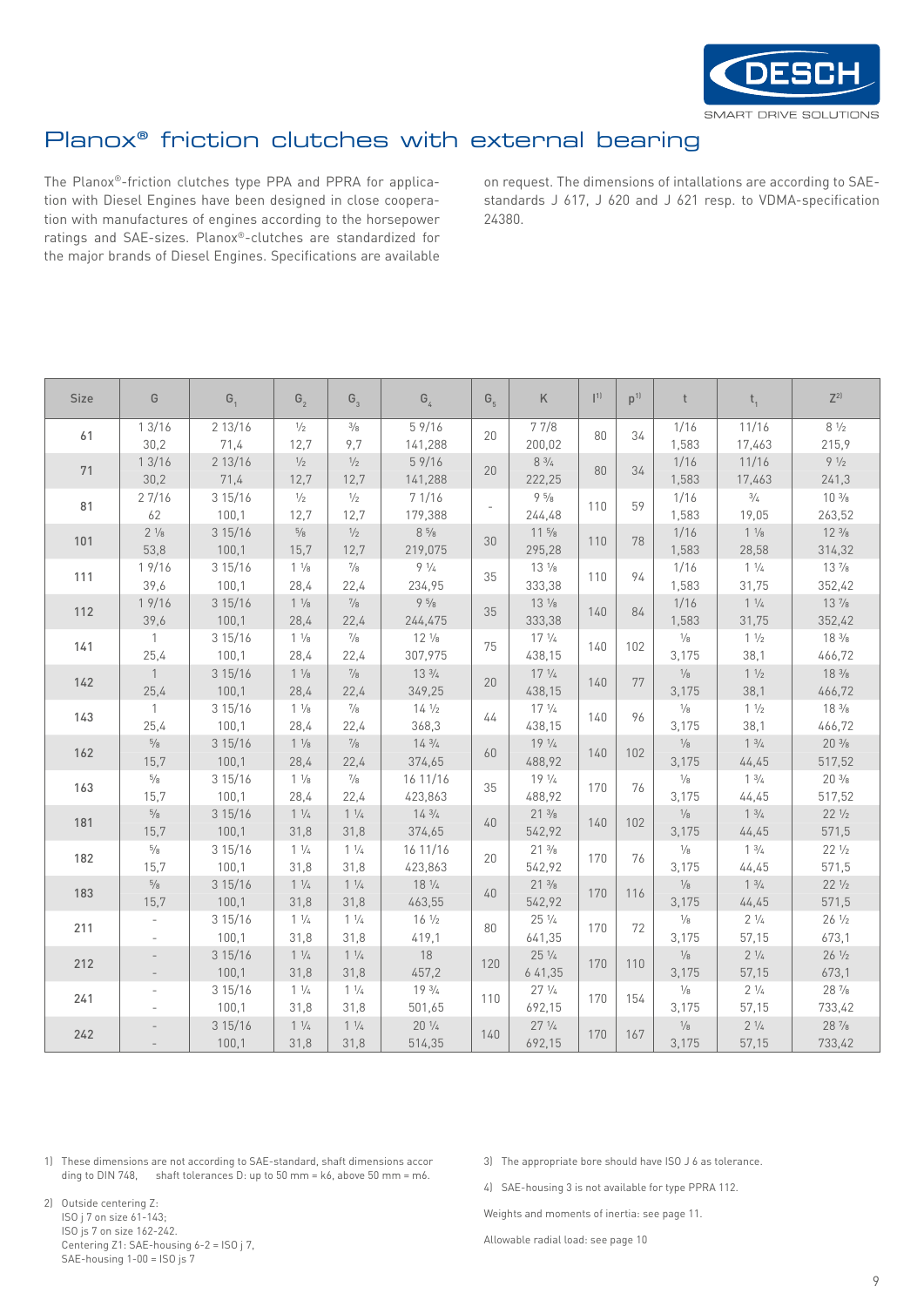# Planox® friction clutches with external bearing

The Planox®-friction clutches type PPA and PPRA for application with Diesel Engines have been designed in close cooperation with manufactures of engines according to the horsepower ratings and SAE-sizes. Planox®-clutches are standardized for the major brands of Diesel Engines. Specifications are available on request. The dimensions of intallations are according to SAE-standards J 617, J 620 and J 621 resp. to VDMA-specification 24380.

| Size | G | $G_1$ | $G_2$ | $G_3$ | $G_4$ | $G_5$ | K | l[1] | p[1] | t | $t_1$ | Z[2] |
|---|---|---|---|---|---|---|---|---|---|---|---|---|
| 61 | 1 3/16<br>30,2 | 2 13/16<br>71,4 | ½<br>12,7 | ⅜<br>9,7 | 5 9/16<br>141,288 | 20 | 7 7/8<br>200,02 | 80 | 34 | 1/16<br>1,583 | 11/16<br>17,463 | 8 ½<br>215,9 |
| 71 | 1 3/16<br>30,2 | 2 13/16<br>71,4 | ½<br>12,7 | ½<br>12,7 | 5 9/16<br>141,288 | 20 | 8 ¾<br>222,25 | 80 | 34 | 1/16<br>1,583 | 11/16<br>17,463 | 9 ½<br>241,3 |
| 81 | 2 7/16<br>62 | 3 15/16<br>100,1 | ½<br>12,7 | ½<br>12,7 | 7 1/16<br>179,388 | - | 9 ⅝<br>244,48 | 110 | 59 | 1/16<br>1,583 | ¾<br>19,05 | 10 ⅜<br>263,52 |
| 101 | 2 ⅛<br>53,8 | 3 15/16<br>100,1 | ⅝<br>15,7 | ½<br>12,7 | 8 ⅝<br>219,075 | 30 | 11 ⅝<br>295,28 | 110 | 78 | 1/16<br>1,583 | 1 ⅛<br>28,58 | 12 ⅜<br>314,32 |
| 111 | 1 9/16<br>39,6 | 3 15/16<br>100,1 | 1 ⅛<br>28,4 | ⅞<br>22,4 | 9 ¼<br>234,95 | 35 | 13 ⅛<br>333,38 | 110 | 94 | 1/16<br>1,583 | 1 ¼<br>31,75 | 13 ⅞<br>352,42 |
| 112 | 1 9/16<br>39,6 | 3 15/16<br>100,1 | 1 ⅛<br>28,4 | ⅞<br>22,4 | 9 ⅝<br>244,475 | 35 | 13 ⅛<br>333,38 | 140 | 84 | 1/16<br>1,583 | 1 ¼<br>31,75 | 13 ⅞<br>352,42 |
| 141 | 1<br>25,4 | 3 15/16<br>100,1 | 1 ⅛<br>28,4 | ⅞<br>22,4 | 12 ⅛<br>307,975 | 75 | 17 ¼<br>438,15 | 140 | 102 | ⅛<br>3,175 | 1 ½<br>38,1 | 18 ⅜<br>466,72 |
| 142 | 1<br>25,4 | 3 15/16<br>100,1 | 1 ⅛<br>28,4 | ⅞<br>22,4 | 13 ¾<br>349,25 | 20 | 17 ¼<br>438,15 | 140 | 77 | ⅛<br>3,175 | 1 ½<br>38,1 | 18 ⅜<br>466,72 |
| 143 | 1<br>25,4 | 3 15/16<br>100,1 | 1 ⅛<br>28,4 | ⅞<br>22,4 | 14 ½<br>368,3 | 44 | 17 ¼<br>438,15 | 140 | 96 | ⅛<br>3,175 | 1 ½<br>38,1 | 18 ⅜<br>466,72 |
| 162 | ⅝<br>15,7 | 3 15/16<br>100,1 | 1 ⅛<br>28,4 | ⅞<br>22,4 | 14 ¾<br>374,65 | 60 | 19 ¼<br>488,92 | 140 | 102 | ⅛<br>3,175 | 1 ¾<br>44,45 | 20 ⅜<br>517,52 |
| 163 | ⅝<br>15,7 | 3 15/16<br>100,1 | 1 ⅛<br>28,4 | ⅞<br>22,4 | 16 11/16<br>423,863 | 35 | 19 ¼<br>488,92 | 170 | 76 | ⅛<br>3,175 | 1 ¾<br>44,45 | 20 ⅜<br>517,52 |
| 181 | ⅝<br>15,7 | 3 15/16<br>100,1 | 1 ¼<br>31,8 | 1 ¼<br>31,8 | 14 ¾<br>374,65 | 40 | 21 ⅜<br>542,92 | 140 | 102 | ⅛<br>3,175 | 1 ¾<br>44,45 | 22 ½<br>571,5 |
| 182 | ⅝<br>15,7 | 3 15/16<br>100,1 | 1 ¼<br>31,8 | 1 ¼<br>31,8 | 16 11/16<br>423,863 | 20 | 21 ⅜<br>542,92 | 170 | 76 | ⅛<br>3,175 | 1 ¾<br>44,45 | 22 ½<br>571,5 |
| 183 | ⅝<br>15,7 | 3 15/16<br>100,1 | 1 ¼<br>31,8 | 1 ¼<br>31,8 | 18 ¼<br>463,55 | 40 | 21 ⅜<br>542,92 | 170 | 116 | ⅛<br>3,175 | 1 ¾<br>44,45 | 22 ½<br>571,5 |
| 211 | -<br>- | 3 15/16<br>100,1 | 1 ¼<br>31,8 | 1 ¼<br>31,8 | 16 ½<br>419,1 | 80 | 25 ¼<br>641,35 | 170 | 72 | ⅛<br>3,175 | 2 ¼<br>57,15 | 26 ½<br>673,1 |
| 212 | -<br>- | 3 15/16<br>100,1 | 1 ¼<br>31,8 | 1 ¼<br>31,8 | 18<br>457,2 | 120 | 25 ¼<br>6 41,35 | 170 | 110 | ⅛<br>3,175 | 2 ¼<br>57,15 | 26 ½<br>673,1 |
| 241 | -<br>- | 3 15/16<br>100,1 | 1 ¼<br>31,8 | 1 ¼<br>31,8 | 19 ¾<br>501,65 | 110 | 27 ¼<br>692,15 | 170 | 154 | ⅛<br>3,175 | 2 ¼<br>57,15 | 28 ⅞<br>733,42 |
| 242 | -<br>- | 3 15/16<br>100,1 | 1 ¼<br>31,8 | 1 ¼<br>31,8 | 20 ¼<br>514,35 | 140 | 27 ¼<br>692,15 | 170 | 167 | ⅛<br>3,175 | 2 ¼<br>57,15 | 28 ⅞<br>733,42 |

1) These dimensions are not according to SAE-standard, shaft dimensions according to DIN 748, shaft tolerances D: up to 50 mm = k6, above 50 mm = m6.

2) Outside centering Z:
ISO j 7 on size 61-143;
ISO js 7 on size 162-242.
Centering Z1: SAE-housing 6-2 = ISO j 7,
SAE-housing 1-00 = ISO js 7

3) The appropriate bore should have ISO J 6 as tolerance.

4) SAE-housing 3 is not available for type PPRA 112.

Weights and moments of inertia: see page 11.

Allowable radial load: see page 10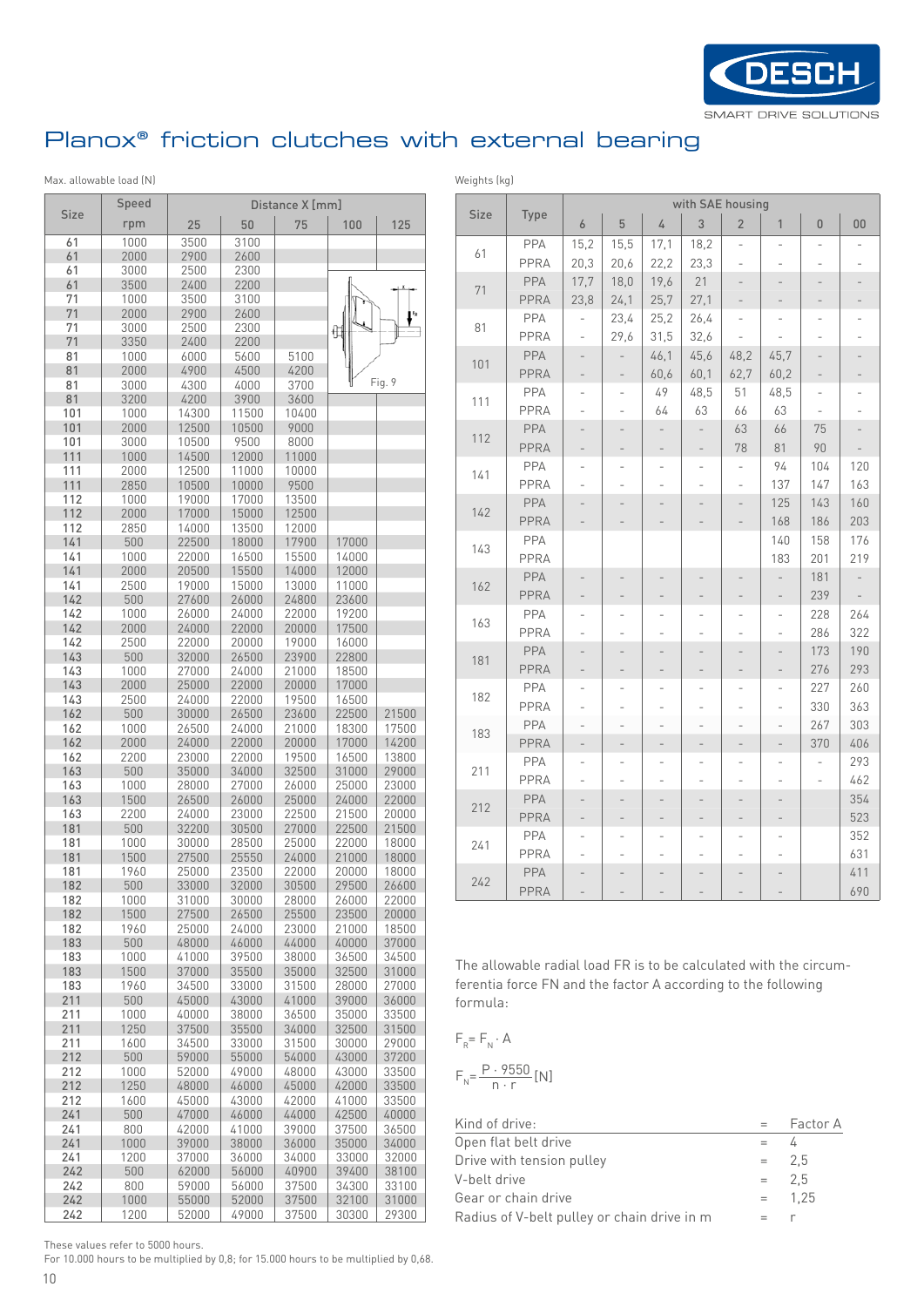# Planox® friction clutches with external bearing

Max. allowable load (N)

| Size | Speed | Distance X [mm] | | | | |
|---|---|---|---|---|---|---|
| | rpm | 25 | 50 | 75 | 100 | 125 |
| 61 | 1000 | 3500 | 3100 | | | |
| 61 | 2000 | 2900 | 2600 | | | |
| 61 | 3000 | 2500 | 2300 | | | |
| 61 | 3500 | 2400 | 2200 | | | |
| 71 | 1000 | 3500 | 3100 | | | |
| 71 | 2000 | 2900 | 2600 | | | |
| 71 | 3000 | 2500 | 2300 | | | |
| 71 | 3350 | 2400 | 2200 | | | |
| 81 | 1000 | 6000 | 5600 | 5100 | | |
| 81 | 2000 | 4900 | 4500 | 4200 | | |
| 81 | 3000 | 4300 | 4000 | 3700 | | |
| 81 | 3200 | 4200 | 3900 | 3600 | | |
| 101 | 1000 | 14300 | 11500 | 10400 | | |
| 101 | 2000 | 12500 | 10500 | 9000 | | |
| 101 | 3000 | 10500 | 9500 | 8000 | | |
| 111 | 1000 | 14500 | 12000 | 11000 | | |
| 111 | 2000 | 12500 | 11000 | 10000 | | |
| 111 | 2850 | 10500 | 10000 | 9500 | | |
| 112 | 1000 | 19000 | 17000 | 13500 | | |
| 112 | 2000 | 17000 | 15000 | 12500 | | |
| 112 | 2850 | 14000 | 13500 | 12000 | | |
| 141 | 500 | 22500 | 18000 | 17900 | 17000 | |
| 141 | 1000 | 22000 | 16500 | 15500 | 14000 | |
| 141 | 2000 | 20500 | 15500 | 14000 | 12000 | |
| 141 | 2500 | 19000 | 15000 | 13000 | 11000 | |
| 142 | 500 | 27600 | 26000 | 24800 | 23600 | |
| 142 | 1000 | 26000 | 24000 | 22000 | 19200 | |
| 142 | 2000 | 24000 | 22000 | 20000 | 17500 | |
| 142 | 2500 | 22000 | 20000 | 19000 | 16000 | |
| 143 | 500 | 32000 | 26500 | 23900 | 22800 | |
| 143 | 1000 | 27000 | 24000 | 21000 | 18500 | |
| 143 | 2000 | 25000 | 22000 | 20000 | 17000 | |
| 143 | 2500 | 24000 | 22000 | 19500 | 16500 | |
| 162 | 500 | 30000 | 26500 | 23600 | 22500 | 21500 |
| 162 | 1000 | 26500 | 24000 | 21000 | 18300 | 17500 |
| 162 | 2000 | 24000 | 22000 | 20000 | 17000 | 14200 |
| 162 | 2200 | 23000 | 22000 | 19500 | 16500 | 13800 |
| 163 | 500 | 35000 | 34000 | 32500 | 31000 | 29000 |
| 163 | 1000 | 28000 | 27000 | 26000 | 25000 | 23000 |
| 163 | 1500 | 26500 | 26000 | 25000 | 24000 | 22000 |
| 163 | 2200 | 24000 | 23000 | 22500 | 21500 | 20000 |
| 181 | 500 | 32200 | 30500 | 27000 | 22500 | 21500 |
| 181 | 1000 | 30000 | 28500 | 25000 | 22000 | 18000 |
| 181 | 1500 | 27500 | 25550 | 24000 | 21000 | 18000 |
| 181 | 1960 | 25000 | 23500 | 22000 | 20000 | 18000 |
| 182 | 500 | 33000 | 32000 | 30500 | 29500 | 26600 |
| 182 | 1000 | 31000 | 30000 | 28000 | 26000 | 22000 |
| 182 | 1500 | 27500 | 26500 | 25500 | 23500 | 20000 |
| 182 | 1960 | 25000 | 24000 | 23000 | 21000 | 18500 |
| 183 | 500 | 48000 | 46000 | 44000 | 40000 | 37000 |
| 183 | 1000 | 41000 | 39500 | 38000 | 36500 | 34500 |
| 183 | 1500 | 37000 | 35500 | 35000 | 32500 | 31000 |
| 183 | 1960 | 34500 | 33000 | 31500 | 28000 | 27000 |
| 211 | 500 | 45000 | 43000 | 41000 | 39000 | 36000 |
| 211 | 1000 | 40000 | 38000 | 36500 | 35000 | 33500 |
| 211 | 1250 | 37500 | 35500 | 34000 | 32500 | 31500 |
| 211 | 1600 | 34500 | 33000 | 31500 | 30000 | 29000 |
| 212 | 500 | 59000 | 55000 | 54000 | 43000 | 37200 |
| 212 | 1000 | 52000 | 49000 | 48000 | 43000 | 33500 |
| 212 | 1250 | 48000 | 46000 | 45000 | 42000 | 33500 |
| 212 | 1600 | 45000 | 43000 | 42000 | 41000 | 33500 |
| 241 | 500 | 47000 | 46000 | 44000 | 42500 | 40000 |
| 241 | 800 | 42000 | 41000 | 39000 | 37500 | 36500 |
| 241 | 1000 | 39000 | 38000 | 36000 | 35000 | 34000 |
| 241 | 1200 | 37000 | 36000 | 34000 | 33000 | 32000 |
| 242 | 500 | 62000 | 56000 | 40900 | 39400 | 38100 |
| 242 | 800 | 59000 | 56000 | 37500 | 34300 | 33100 |
| 242 | 1000 | 55000 | 52000 | 37500 | 32100 | 31000 |
| 242 | 1200 | 52000 | 49000 | 37500 | 30300 | 29300 |

Fig. 9

These values refer to 5000 hours.
For 10.000 hours to be multiplied by 0,8; for 15.000 hours to be multiplied by 0,68.

Weights (kg)

| Size | Type | with SAE housing | | | | | | | |
|---|---|---|---|---|---|---|---|---|---|
| | | 6 | 5 | 4 | 3 | 2 | 1 | 0 | 00 |
| 61 | PPA | 15,2 | 15,5 | 17,1 | 18,2 | - | - | - | - |
| | PPRA | 20,3 | 20,6 | 22,2 | 23,3 | - | - | - | - |
| 71 | PPA | 17,7 | 18,0 | 19,6 | 21 | - | - | - | - |
| | PPRA | 23,8 | 24,1 | 25,7 | 27,1 | - | - | - | - |
| 81 | PPA | - | 23,4 | 25,2 | 26,4 | - | - | - | - |
| | PPRA | - | 29,6 | 31,5 | 32,6 | - | - | - | - |
| 101 | PPA | - | - | 46,1 | 45,6 | 48,2 | 45,7 | - | - |
| | PPRA | - | - | 60,6 | 60,1 | 62,7 | 60,2 | - | - |
| 111 | PPA | - | - | 49 | 48,5 | 51 | 48,5 | - | - |
| | PPRA | - | - | 64 | 63 | 66 | 63 | - | - |
| 112 | PPA | - | - | - | - | 63 | 66 | 75 | - |
| | PPRA | - | - | - | - | 78 | 81 | 90 | - |
| 141 | PPA | - | - | - | - | - | 94 | 104 | 120 |
| | PPRA | - | - | - | - | - | 137 | 147 | 163 |
| 142 | PPA | - | - | - | - | - | 125 | 143 | 160 |
| | PPRA | - | - | - | - | - | 168 | 186 | 203 |
| 143 | PPA | | | | | | 140 | 158 | 176 |
| | PPRA | | | | | | 183 | 201 | 219 |
| 162 | PPA | - | - | - | - | - | - | 181 | - |
| | PPRA | - | - | - | - | - | - | 239 | - |
| 163 | PPA | - | - | - | - | - | - | 228 | 264 |
| | PPRA | - | - | - | - | - | - | 286 | 322 |
| 181 | PPA | - | - | - | - | - | - | 173 | 190 |
| | PPRA | - | - | - | - | - | - | 276 | 293 |
| 182 | PPA | - | - | - | - | - | - | 227 | 260 |
| | PPRA | - | - | - | - | - | - | 330 | 363 |
| 183 | PPA | - | - | - | - | - | - | 267 | 303 |
| | PPRA | - | - | - | - | - | - | 370 | 406 |
| 211 | PPA | - | - | - | - | - | - | - | 293 |
| | PPRA | - | - | - | - | - | - | - | 462 |
| 212 | PPA | - | - | - | - | - | - | | 354 |
| | PPRA | - | - | - | - | - | - | | 523 |
| 241 | PPA | - | - | - | - | - | - | | 352 |
| | PPRA | - | - | - | - | - | - | | 631 |
| 242 | PPA | - | - | - | - | - | - | | 411 |
| | PPRA | - | - | - | - | - | - | | 690 |

The allowable radial load FR is to be calculated with the circumferentia force FN and the factor A according to the following formula:

$$F_R = F_N \cdot A$$

$$F_N = \frac{P \cdot 9550}{n \cdot r} \text{ [N]}$$

| Kind of drive: | = | Factor A |
|---|---|---|
| Open flat belt drive | = | 4 |
| Drive with tension pulley | = | 2,5 |
| V-belt drive | = | 2,5 |
| Gear or chain drive | = | 1,25 |
| Radius of V-belt pulley or chain drive in m | = | r |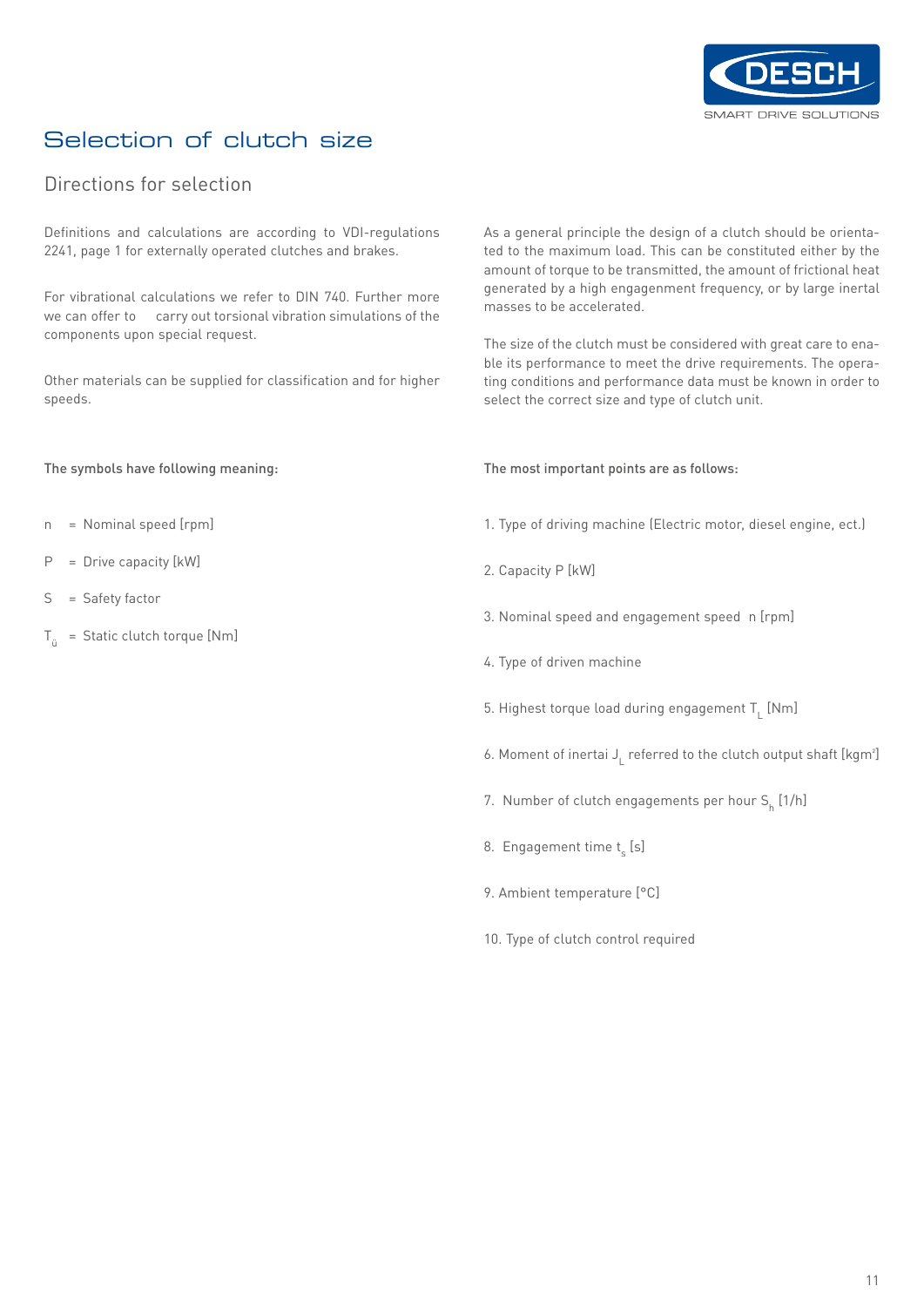# Selection of clutch size

## Directions for selection

Definitions and calculations are according to VDI-regulations 2241, page 1 for externally operated clutches and brakes.

For vibrational calculations we refer to DIN 740. Further more we can offer to carry out torsional vibration simulations of the components upon special request.

Other materials can be supplied for classification and for higher speeds.

**The symbols have following meaning:**

- n = Nominal speed [rpm]
- P = Drive capacity [kW]
- S = Safety factor
- $T_{ü}$ = Static clutch torque [Nm]

As a general principle the design of a clutch should be orientated to the maximum load. This can be constituted either by the amount of torque to be transmitted, the amount of frictional heat generated by a high engagenment frequency, or by large inertal masses to be accelerated.

The size of the clutch must be considered with great care to enable its performance to meet the drive requirements. The operating conditions and performance data must be known in order to select the correct size and type of clutch unit.

**The most important points are as follows:**

1. Type of driving machine (Electric motor, diesel engine, ect.)
2. Capacity P [kW]
3. Nominal speed and engagement speed n [rpm]
4. Type of driven machine
5. Highest torque load during engagement $T_L$ [Nm]
6. Moment of inertai $J_L$ referred to the clutch output shaft [kgm$^2$]
7. Number of clutch engagements per hour $S_h$ [1/h]
8. Engagement time $t_s$ [s]
9. Ambient temperature [°C]
10. Type of clutch control required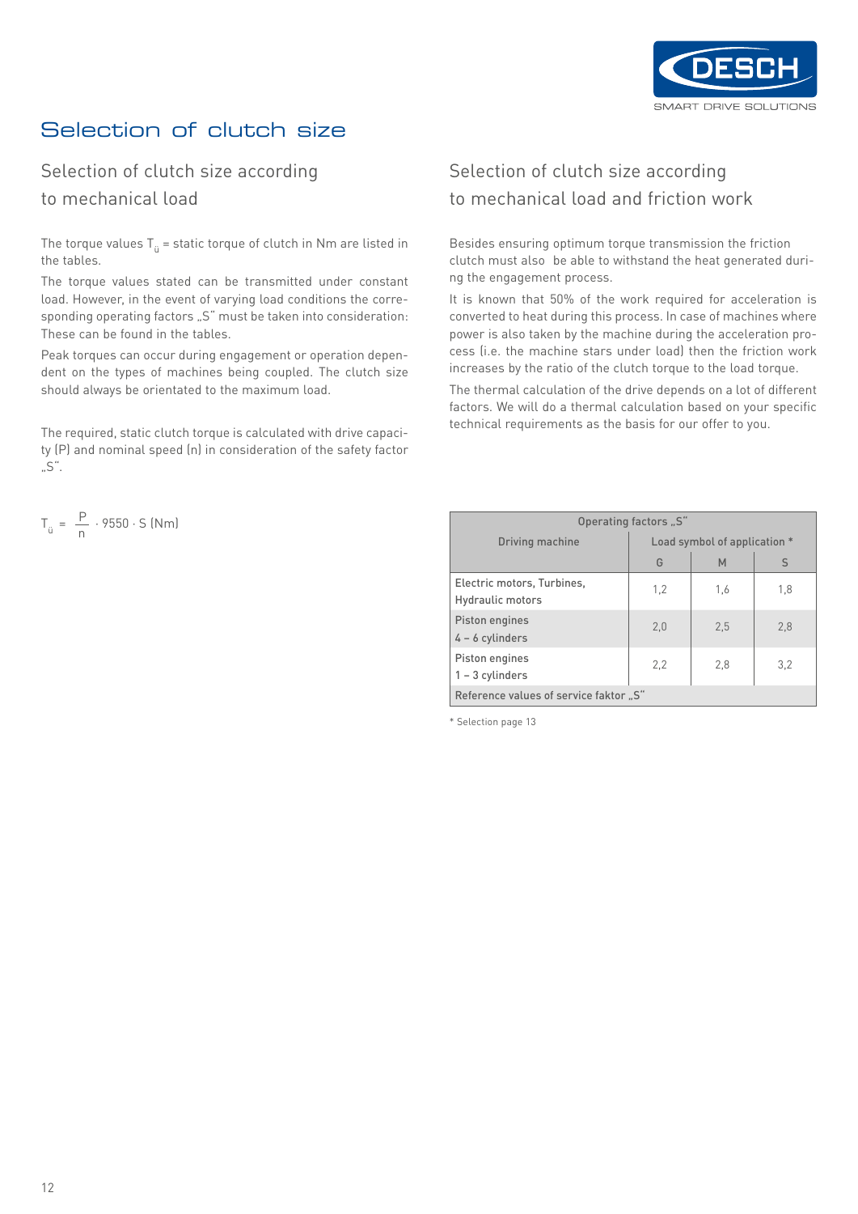# Selection of clutch size

## Selection of clutch size according to mechanical load

The torque values $T_ü$ = static torque of clutch in Nm are listed in the tables.

The torque values stated can be transmitted under constant load. However, in the event of varying load conditions the corresponding operating factors „S" must be taken into consideration: These can be found in the tables.

Peak torques can occur during engagement or operation dependent on the types of machines being coupled. The clutch size should always be orientated to the maximum load.

The required, static clutch torque is calculated with drive capacity (P) and nominal speed (n) in consideration of the safety factor „S".

$$T_ü = \frac{P}{n} \cdot 9550 \cdot S \text{ (Nm)}$$

## Selection of clutch size according to mechanical load and friction work

Besides ensuring optimum torque transmission the friction clutch must also be able to withstand the heat generated during the engagement process.

It is known that 50% of the work required for acceleration is converted to heat during this process. In case of machines where power is also taken by the machine during the acceleration process (i.e. the machine stars under load) then the friction work increases by the ratio of the clutch torque to the load torque.

The thermal calculation of the drive depends on a lot of different factors. We will do a thermal calculation based on your specific technical requirements as the basis for our offer to you.

| Operating factors „S" | | | |
|---|---|---|---|
| Driving machine | Load symbol of application * | | |
| | G | M | S |
| Electric motors, Turbines, Hydraulic motors | 1,2 | 1,6 | 1,8 |
| Piston engines 4 – 6 cylinders | 2,0 | 2,5 | 2,8 |
| Piston engines 1 – 3 cylinders | 2,2 | 2,8 | 3,2 |
| Reference values of service faktor „S" | | | |

* Selection page 13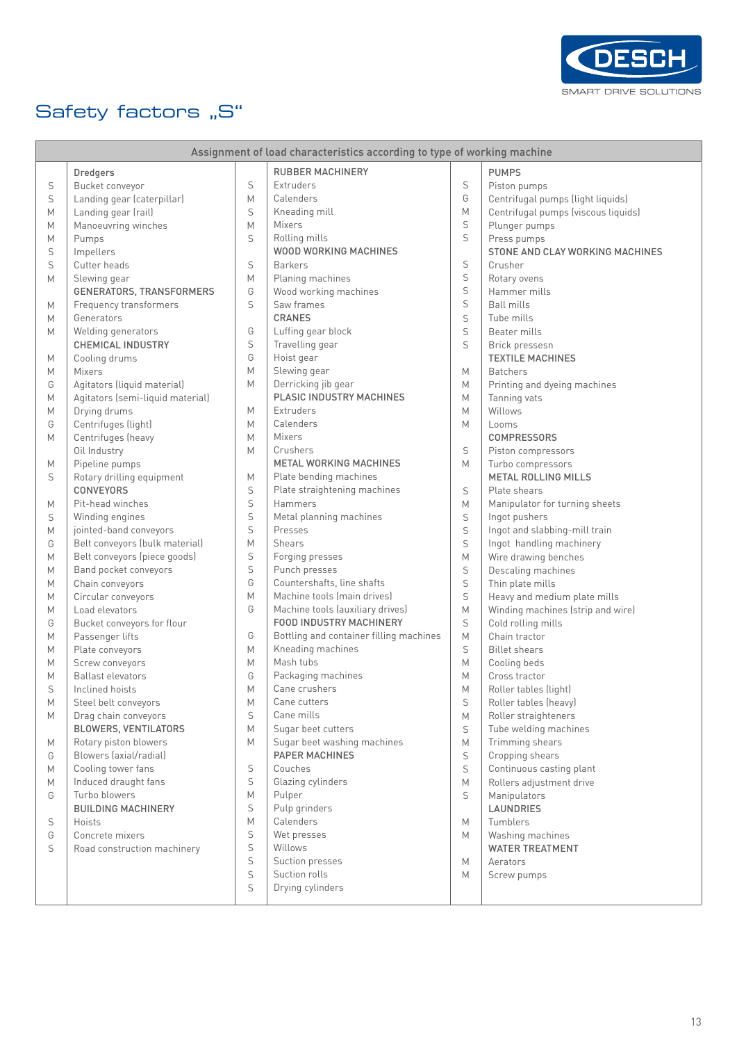# Safety factors „S"

| Assignment of load characteristics according to type of working machine | | | | | |
|---|---|---|---|---|---|
| | **Dredgers** | | **RUBBER MACHINERY** | | **PUMPS** |
| S | Bucket conveyor | S | Extruders | S | Piston pumps |
| S | Landing gear (caterpillar) | M | Calenders | G | Centrifugal pumps (light liquids) |
| M | Landing gear (rail) | S | Kneading mill | M | Centrifugal pumps (viscous liquids) |
| M | Manoeuvring winches | M | Mixers | S | Plunger pumps |
| M | Pumps | S | Rolling mills | S | Press pumps |
| S | Impellers | | **WOOD WORKING MACHINES** | | **STONE AND CLAY WORKING MACHINES** |
| S | Cutter heads | S | Barkers | S | Crusher |
| M | Slewing gear | M | Planing machines | S | Rotary ovens |
| | **GENERATORS, TRANSFORMERS** | G | Wood working machines | S | Hammer mills |
| M | Frequency transformers | S | Saw frames | S | Ball mills |
| M | Generators | | **CRANES** | S | Tube mills |
| M | Welding generators | G | Luffing gear block | S | Beater mills |
| | **CHEMICAL INDUSTRY** | S | Travelling gear | S | Brick pressesn |
| M | Cooling drums | G | Hoist gear | | **TEXTILE MACHINES** |
| M | Mixers | M | Slewing gear | M | Batchers |
| G | Agitators (liquid material) | M | Derricking jib gear | M | Printing and dyeing machines |
| M | Agitators (semi-liquid material) | | **PLASIC INDUSTRY MACHINES** | M | Tanning vats |
| M | Drying drums | M | Extruders | M | Willows |
| G | Centrifuges (light) | M | Calenders | M | Looms |
| M | Centrifuges (heavy | M | Mixers | | **COMPRESSORS** |
| | Oil Industry | M | Crushers | S | Piston compressors |
| M | Pipeline pumps | | **METAL WORKING MACHINES** | M | Turbo compressors |
| S | Rotary drilling equipment | M | Plate bending machines | | **METAL ROLLING MILLS** |
| | **CONVEYORS** | S | Plate straightening machines | S | Plate shears |
| M | Pit-head winches | S | Hammers | M | Manipulator for turning sheets |
| S | Winding engines | S | Metal planning machines | S | Ingot pushers |
| M | jointed-band conveyors | S | Presses | S | Ingot and slabbing-mill train |
| G | Belt conveyors (bulk material) | M | Shears | S | Ingot handling machinery |
| M | Belt conveyors (piece goods) | S | Forging presses | M | Wire drawing benches |
| M | Band pocket conveyors | S | Punch presses | S | Descaling machines |
| M | Chain conveyors | G | Countershafts, line shafts | S | Thin plate mills |
| M | Circular conveyors | M | Machine tools (main drives) | S | Heavy and medium plate mills |
| M | Load elevators | G | Machine tools (auxiliary drives) | M | Winding machines (strip and wire) |
| G | Bucket conveyors for flour | | **FOOD INDUSTRY MACHINERY** | S | Cold rolling mills |
| M | Passenger lifts | G | Bottling and container filling machines | M | Chain tractor |
| M | Plate conveyors | M | Kneading machines | S | Billet shears |
| M | Screw conveyors | M | Mash tubs | M | Cooling beds |
| M | Ballast elevators | G | Packaging machines | M | Cross tractor |
| S | Inclined hoists | M | Cane crushers | M | Roller tables (light) |
| M | Steel belt conveyors | M | Cane cutters | S | Roller tables (heavy) |
| M | Drag chain conveyors | S | Cane mills | M | Roller straighteners |
| | **BLOWERS, VENTILATORS** | M | Sugar beet cutters | S | Tube welding machines |
| M | Rotary piston blowers | M | Sugar beet washing machines | M | Trimming shears |
| G | Blowers (axial/radial) | | **PAPER MACHINES** | S | Cropping shears |
| M | Cooling tower fans | S | Couches | S | Continuous casting plant |
| M | Induced draught fans | S | Glazing cylinders | M | Rollers adjustment drive |
| G | Turbo blowers | M | Pulper | S | Manipulators |
| | **BUILDING MACHINERY** | S | Pulp grinders | | **LAUNDRIES** |
| S | Hoists | M | Calenders | M | Tumblers |
| G | Concrete mixers | S | Wet presses | M | Washing machines |
| S | Road construction machinery | S | Willows | | **WATER TREATMENT** |
| | | S | Suction presses | M | Aerators |
| | | S | Suction rolls | M | Screw pumps |
| | | S | Drying cylinders | | |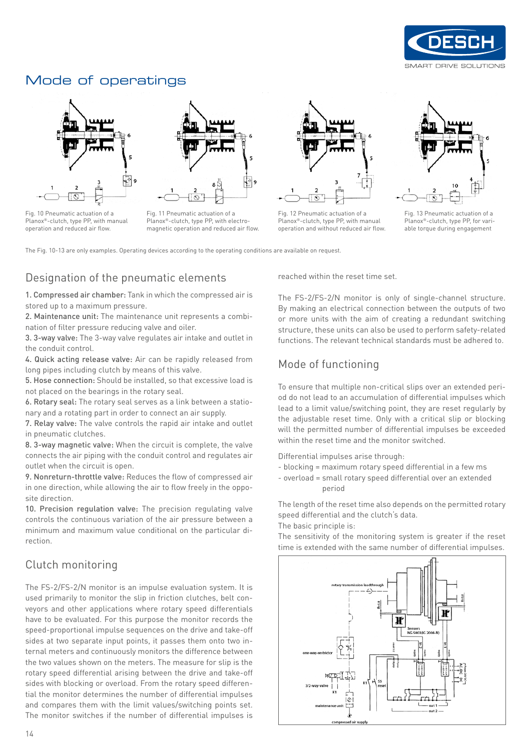# Mode of operatings

Fig. 10 Pneumatic actuation of a Planox®-clutch, type PP, with manual operation and reduced air flow.

Fig. 11 Pneumatic actuation of a Planox®-clutch, type PP, with electro-magnetic operation and reduced air flow.

Fig. 12 Pneumatic actuation of a Planox®-clutch, type PP, with manual operation and without reduced air flow.

Fig. 13 Pneumatic actuation of a Planox®-clutch, type PP, for variable torque during engagement

The Fig. 10-13 are only examples. Operating devices according to the operating conditions are available on request.

## Designation of the pneumatic elements

1. **Compressed air chamber:** Tank in which the compressed air is stored up to a maximum pressure.
2. **Maintenance unit:** The maintenance unit represents a combination of filter pressure reducing valve and oiler.
3. **3-way valve:** The 3-way valve regulates air intake and outlet in the conduit control.
4. **Quick acting release valve:** Air can be rapidly released from long pipes including clutch by means of this valve.
5. **Hose connection:** Should be installed, so that excessive load is not placed on the bearings in the rotary seal.
6. **Rotary seal:** The rotary seal serves as a link between a stationary and a rotating part in order to connect an air supply.
7. **Relay valve:** The valve controls the rapid air intake and outlet in pneumatic clutches.
8. **3-way magnetic valve:** When the circuit is complete, the valve connects the air piping with the conduit control and regulates air outlet when the circuit is open.
9. **Nonreturn-throttle valve:** Reduces the flow of compressed air in one direction, while allowing the air to flow freely in the opposite direction.
10. **Precision regulation valve:** The precision regulating valve controls the continuous variation of the air pressure between a minimum and maximum value conditional on the particular direction.

## Clutch monitoring

The FS-2/FS-2/N monitor is an impulse evaluation system. It is used primarily to monitor the slip in friction clutches, belt conveyors and other applications where rotary speed differentials have to be evaluated. For this purpose the monitor records the speed-proportional impulse sequences on the drive and take-off sides at two separate input points, it passes them onto two internal meters and continuously monitors the difference between the two values shown on the meters. The measure for slip is the rotary speed differential arising between the drive and take-off sides with blocking or overload. From the rotary speed differential the monitor determines the number of differential impulses and compares them with the limit values/switching points set. The monitor switches if the number of differential impulses is reached within the reset time set.

The FS-2/FS-2/N monitor is only of single-channel structure. By making an electrical connection between the outputs of two or more units with the aim of creating a redundant switching structure, these units can also be used to perform safety-related functions. The relevant technical standards must be adhered to.

## Mode of functioning

To ensure that multiple non-critical slips over an extended period do not lead to an accumulation of differential impulses which lead to a limit value/switching point, they are reset regularly by the adjustable reset time. Only with a critical slip or blocking will the permitted number of differential impulses be exceeded within the reset time and the monitor switched.

Differential impulses arise through:
- blocking = maximum rotary speed differential in a few ms
- overload = small rotary speed differential over an extended period

The length of the reset time also depends on the permitted rotary speed differential and the clutch's data.
The basic principle is:
The sensitivity of the monitoring system is greater if the reset time is extended with the same number of differential impulses.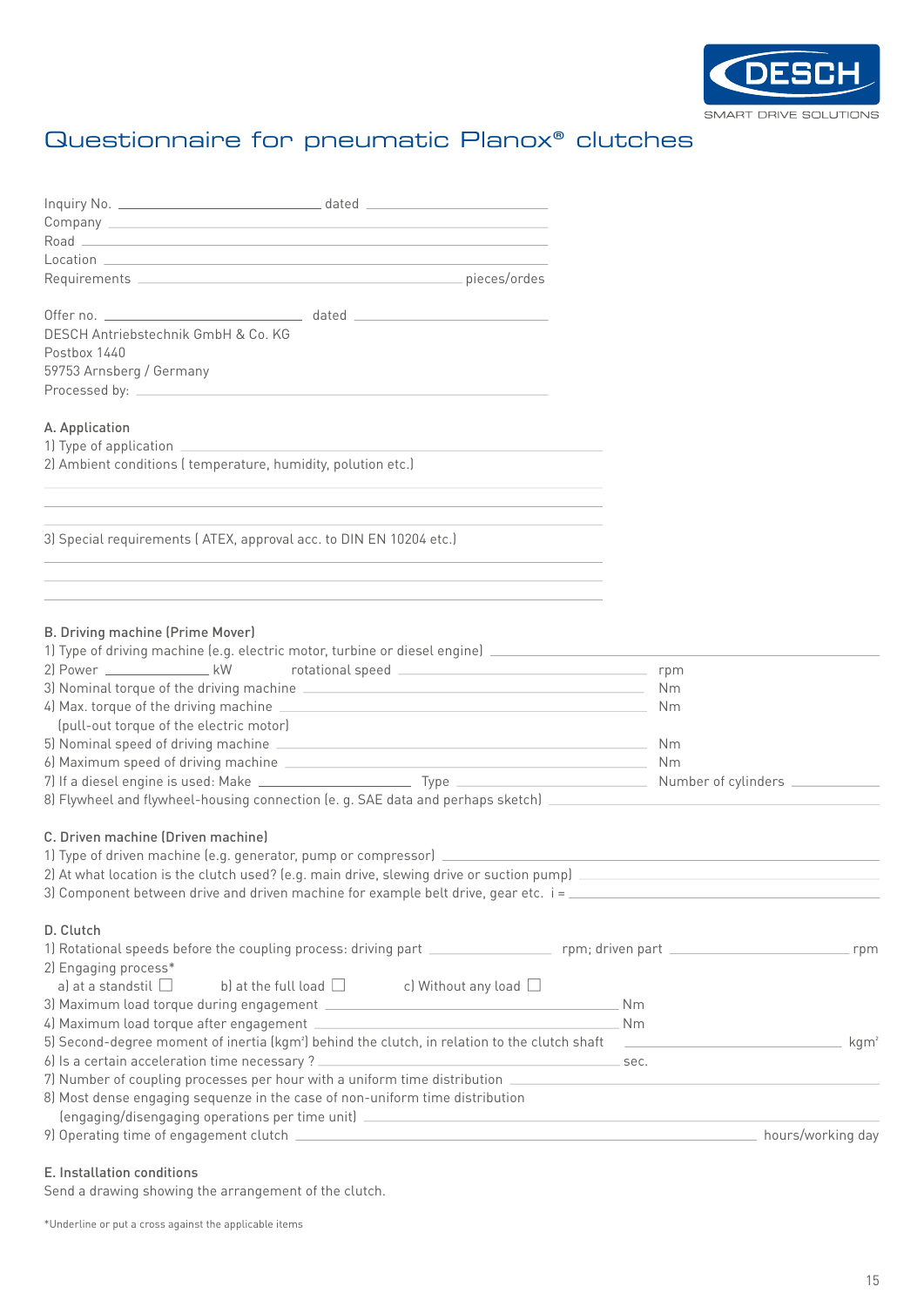DESCH

SMART DRIVE SOLUTIONS

# Questionnaire for pneumatic Planox® clutches

Inquiry No. ______________________ dated ______________________

Company ______________________

Road ______________________

Location ______________________

Requirements ______________________ pieces/ordes

Offer no. ______________________ dated ______________________

DESCH Antriebstechnik GmbH & Co. KG

Postbox 1440

59753 Arnsberg / Germany

Processed by: ______________________

## A. Application

1) Type of application ______________________

2) Ambient conditions ( temperature, humidity, polution etc.)

______________________

______________________

______________________

3) Special requirements ( ATEX, approval acc. to DIN EN 10204 etc.)

______________________

______________________

______________________

## B. Driving machine (Prime Mover)

1) Type of driving machine (e.g. electric motor, turbine or diesel engine) ______________________

2) Power ____________ kW rotational speed ______________________ rpm

3) Nominal torque of the driving machine ______________________ Nm

4) Max. torque of the driving machine ______________________ Nm
   (pull-out torque of the electric motor)

5) Nominal speed of driving machine ______________________ Nm

6) Maximum speed of driving machine ______________________ Nm

7) If a diesel engine is used: Make ______________ Type ______________ Number of cylinders __________

8) Flywheel and flywheel-housing connection (e. g. SAE data and perhaps sketch) ______________________

## C. Driven machine (Driven machine)

1) Type of driven machine (e.g. generator, pump or compressor) ______________________

2) At what location is the clutch used? (e.g. main drive, slewing drive or suction pump) ______________________

3) Component between drive and driven machine for example belt drive, gear etc. i = ______________________

## D. Clutch

1) Rotational speeds before the coupling process: driving part ______________ rpm; driven part ______________ rpm

2) Engaging process*
   a) at a standstil ☐ b) at the full load ☐ c) Without any load ☐

3) Maximum load torque during engagement ______________________ Nm

4) Maximum load torque after engagement ______________________ Nm

5) Second-degree moment of inertia (kgm²) behind the clutch, in relation to the clutch shaft ______________ kgm²

6) Is a certain acceleration time necessary ? ______________________ sec.

7) Number of coupling processes per hour with a uniform time distribution ______________________

8) Most dense engaging sequenze in the case of non-uniform time distribution
   (engaging/disengaging operations per time unit) ______________________

9) Operating time of engagement clutch ______________________ hours/working day

## E. Installation conditions

Send a drawing showing the arrangement of the clutch.

*Underline or put a cross against the applicable items